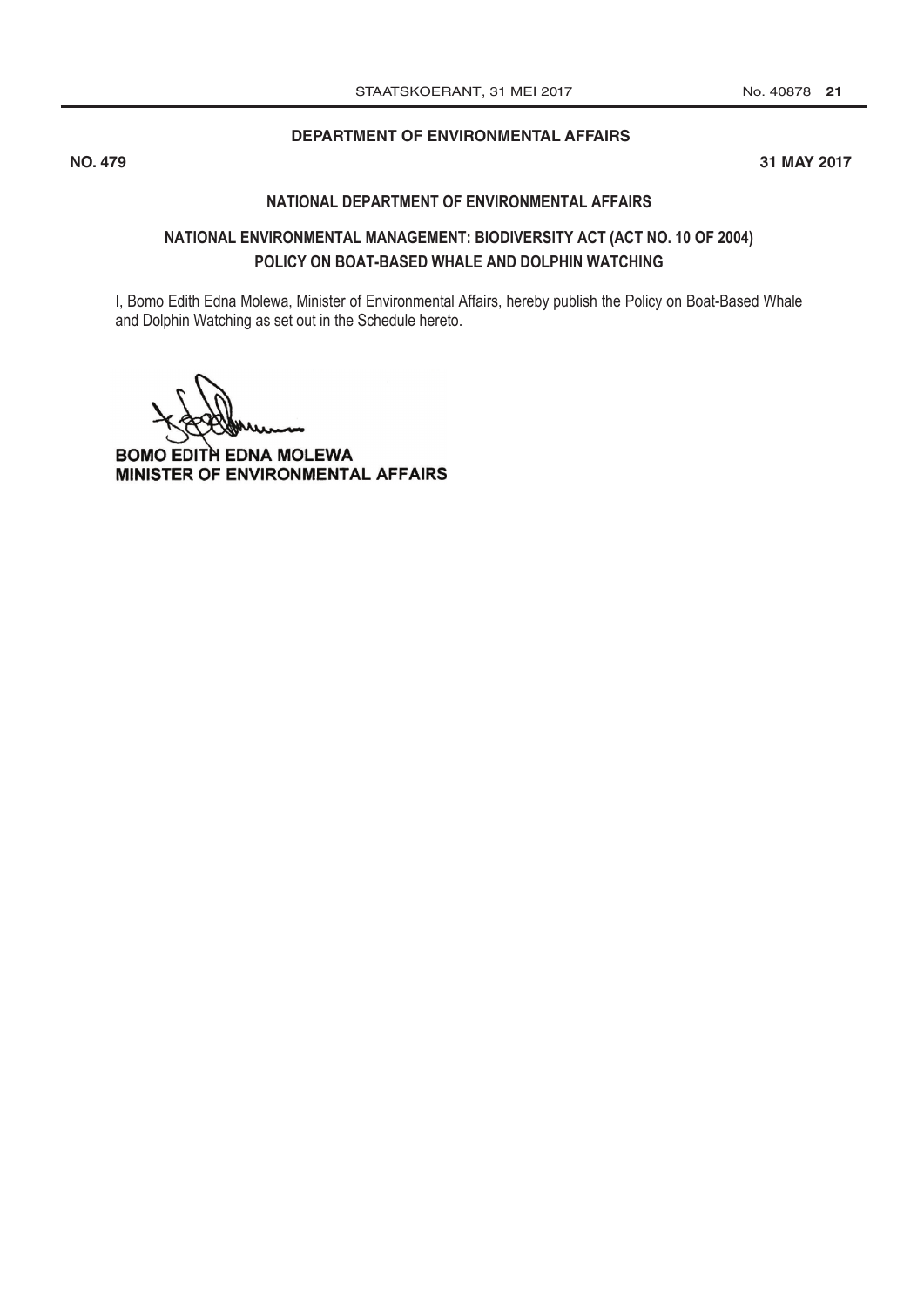**DEPARTMENT OF ENVIRONMENTAL AFFAIRS**

**NO. 479** **31 MAY 2017**

## NATIONAL DEPARTMENT OF ENVIRONMENTAL AFFAIRS

## NATIONAL ENVIRONMENTAL MANAGEMENT: BIODIVERSITY ACT (ACT NO. 10 OF 2004)
## POLICY ON BOAT-BASED WHALE AND DOLPHIN WATCHING

I, Bomo Edith Edna Molewa, Minister of Environmental Affairs, hereby publish the Policy on Boat-Based Whale and Dolphin Watching as set out in the Schedule hereto.

**BOMO EDITH EDNA MOLEWA**
**MINISTER OF ENVIRONMENTAL AFFAIRS**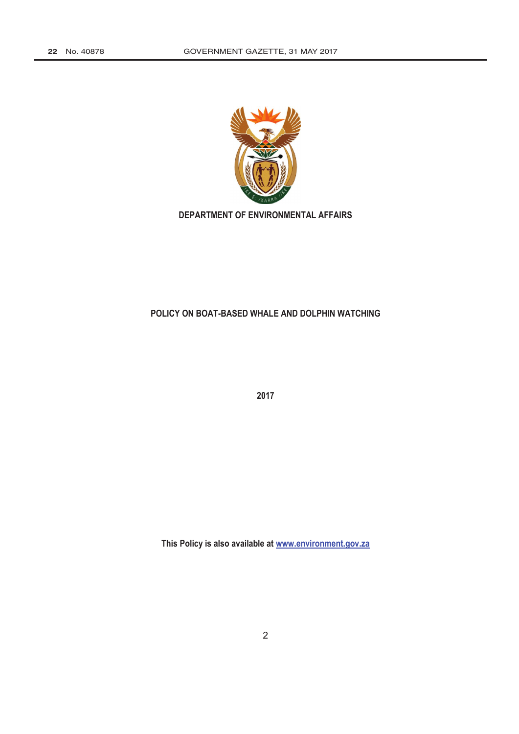**DEPARTMENT OF ENVIRONMENTAL AFFAIRS**

# POLICY ON BOAT-BASED WHALE AND DOLPHIN WATCHING

**2017**

**This Policy is also available at www.environment.gov.za**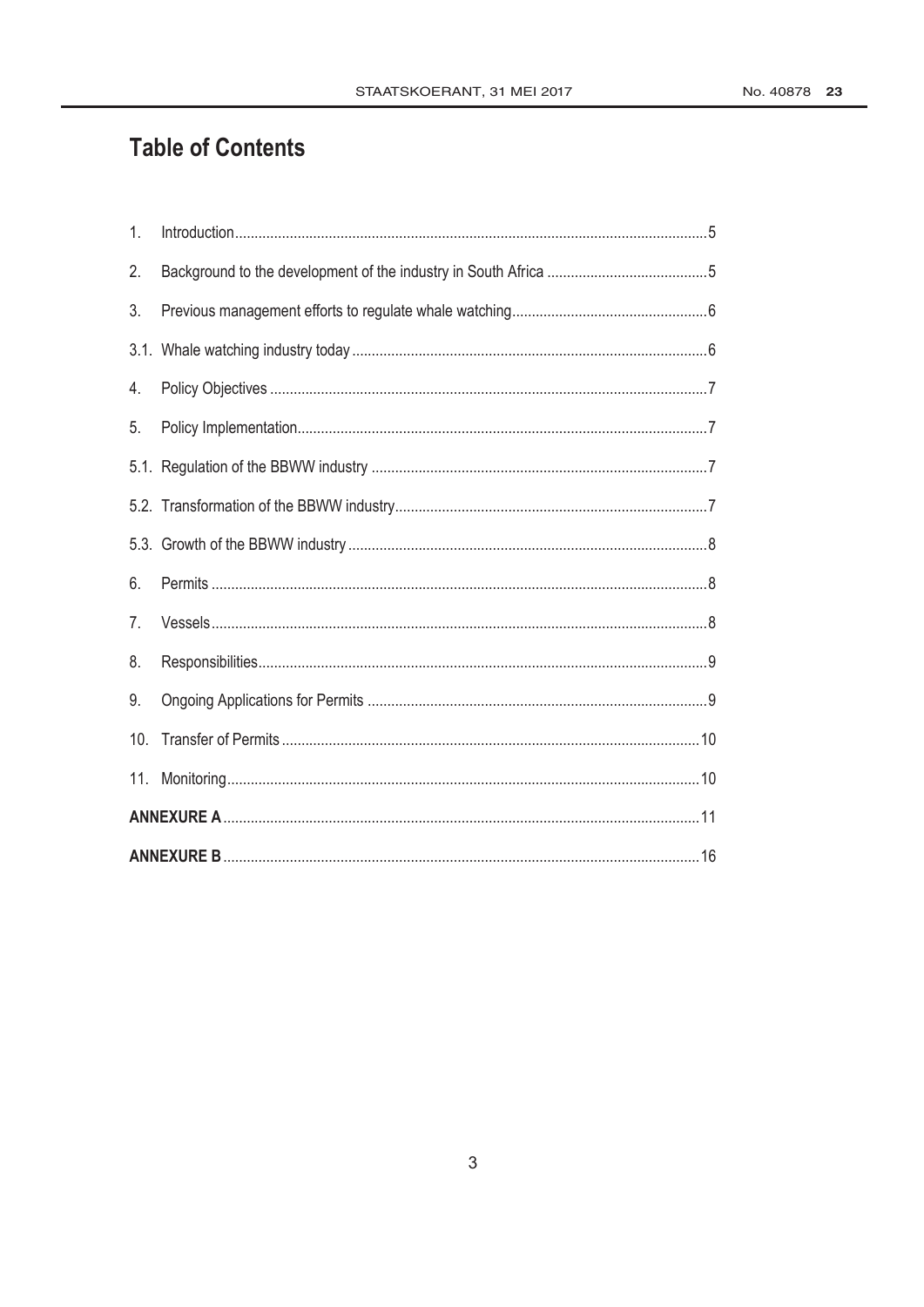# Table of Contents

1. Introduction ........................................................................ 5
2. Background to the development of the industry in South Africa ........................................................................ 5
3. Previous management efforts to regulate whale watching ........................................................................ 6

3.1. Whale watching industry today ........................................................................ 6

4. Policy Objectives ........................................................................ 7
5. Policy Implementation ........................................................................ 7

5.1. Regulation of the BBWW industry ........................................................................ 7

5.2. Transformation of the BBWW industry ........................................................................ 7

5.3. Growth of the BBWW industry ........................................................................ 8

6. Permits ........................................................................ 8
7. Vessels ........................................................................ 8
8. Responsibilities ........................................................................ 9
9. Ongoing Applications for Permits ........................................................................ 9
10. Transfer of Permits ........................................................................ 10
11. Monitoring ........................................................................ 10

**ANNEXURE A** ........................................................................ 11

**ANNEXURE B** ........................................................................ 16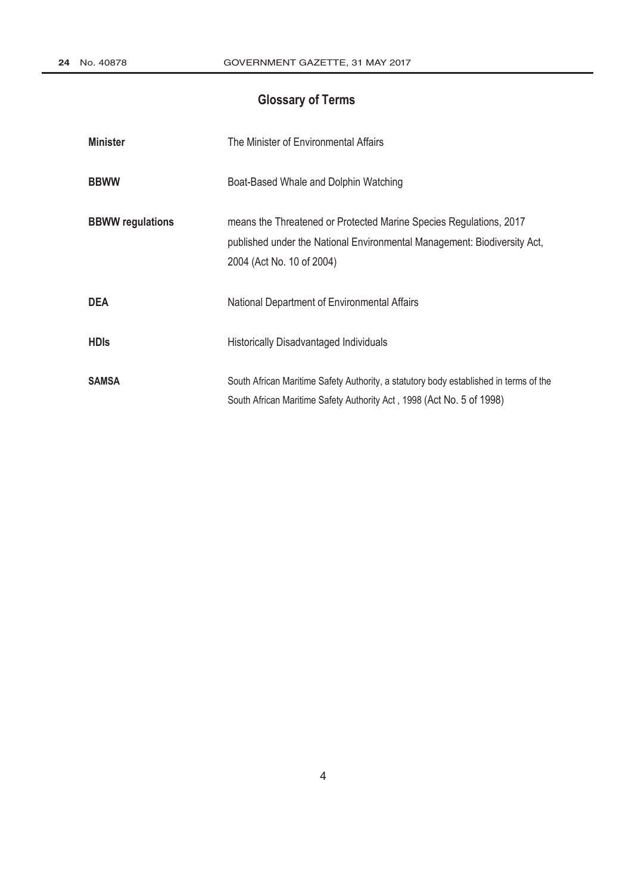## Glossary of Terms

| | |
|---|---|
| **Minister** | The Minister of Environmental Affairs |
| **BBWW** | Boat-Based Whale and Dolphin Watching |
| **BBWW regulations** | means the Threatened or Protected Marine Species Regulations, 2017 published under the National Environmental Management: Biodiversity Act, 2004 (Act No. 10 of 2004) |
| **DEA** | National Department of Environmental Affairs |
| **HDIs** | Historically Disadvantaged Individuals |
| **SAMSA** | South African Maritime Safety Authority, a statutory body established in terms of the South African Maritime Safety Authority Act , 1998 (Act No. 5 of 1998) |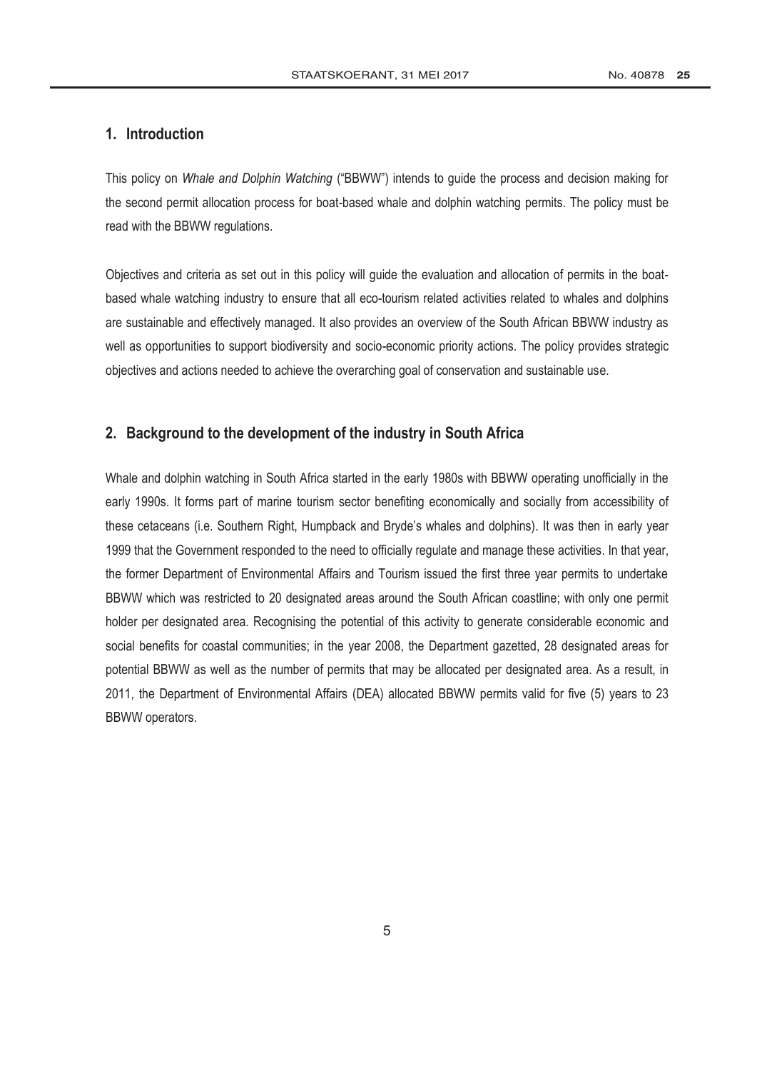## 1. Introduction

This policy on *Whale and Dolphin Watching* ("BBWW") intends to guide the process and decision making for the second permit allocation process for boat-based whale and dolphin watching permits. The policy must be read with the BBWW regulations.

Objectives and criteria as set out in this policy will guide the evaluation and allocation of permits in the boat-based whale watching industry to ensure that all eco-tourism related activities related to whales and dolphins are sustainable and effectively managed. It also provides an overview of the South African BBWW industry as well as opportunities to support biodiversity and socio-economic priority actions. The policy provides strategic objectives and actions needed to achieve the overarching goal of conservation and sustainable use.

## 2. Background to the development of the industry in South Africa

Whale and dolphin watching in South Africa started in the early 1980s with BBWW operating unofficially in the early 1990s. It forms part of marine tourism sector benefiting economically and socially from accessibility of these cetaceans (i.e. Southern Right, Humpback and Bryde's whales and dolphins). It was then in early year 1999 that the Government responded to the need to officially regulate and manage these activities. In that year, the former Department of Environmental Affairs and Tourism issued the first three year permits to undertake BBWW which was restricted to 20 designated areas around the South African coastline; with only one permit holder per designated area. Recognising the potential of this activity to generate considerable economic and social benefits for coastal communities; in the year 2008, the Department gazetted, 28 designated areas for potential BBWW as well as the number of permits that may be allocated per designated area. As a result, in 2011, the Department of Environmental Affairs (DEA) allocated BBWW permits valid for five (5) years to 23 BBWW operators.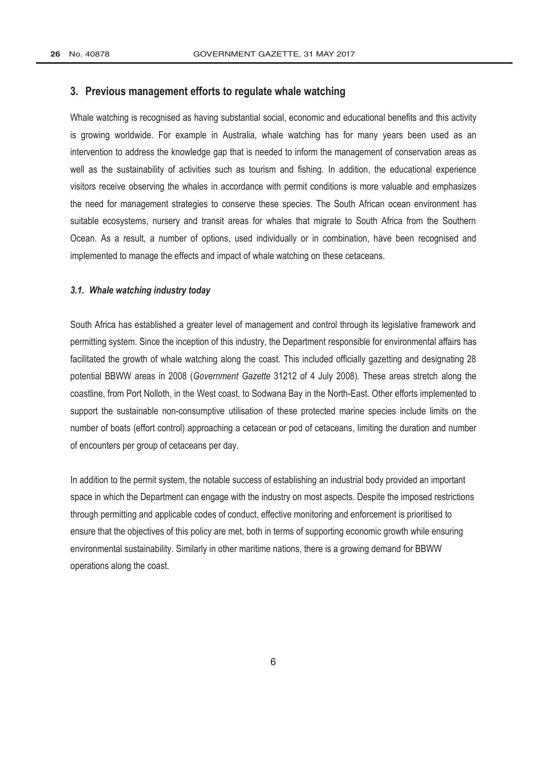## 3. Previous management efforts to regulate whale watching

Whale watching is recognised as having substantial social, economic and educational benefits and this activity is growing worldwide. For example in Australia, whale watching has for many years been used as an intervention to address the knowledge gap that is needed to inform the management of conservation areas as well as the sustainability of activities such as tourism and fishing. In addition, the educational experience visitors receive observing the whales in accordance with permit conditions is more valuable and emphasizes the need for management strategies to conserve these species. The South African ocean environment has suitable ecosystems, nursery and transit areas for whales that migrate to South Africa from the Southern Ocean. As a result, a number of options, used individually or in combination, have been recognised and implemented to manage the effects and impact of whale watching on these cetaceans.

### *3.1. Whale watching industry today*

South Africa has established a greater level of management and control through its legislative framework and permitting system. Since the inception of this industry, the Department responsible for environmental affairs has facilitated the growth of whale watching along the coast. This included officially gazetting and designating 28 potential BBWW areas in 2008 (*Government Gazette* 31212 of 4 July 2008). These areas stretch along the coastline, from Port Nolloth, in the West coast, to Sodwana Bay in the North-East. Other efforts implemented to support the sustainable non-consumptive utilisation of these protected marine species include limits on the number of boats (effort control) approaching a cetacean or pod of cetaceans, limiting the duration and number of encounters per group of cetaceans per day.

In addition to the permit system, the notable success of establishing an industrial body provided an important space in which the Department can engage with the industry on most aspects. Despite the imposed restrictions through permitting and applicable codes of conduct, effective monitoring and enforcement is prioritised to ensure that the objectives of this policy are met, both in terms of supporting economic growth while ensuring environmental sustainability. Similarly in other maritime nations, there is a growing demand for BBWW operations along the coast.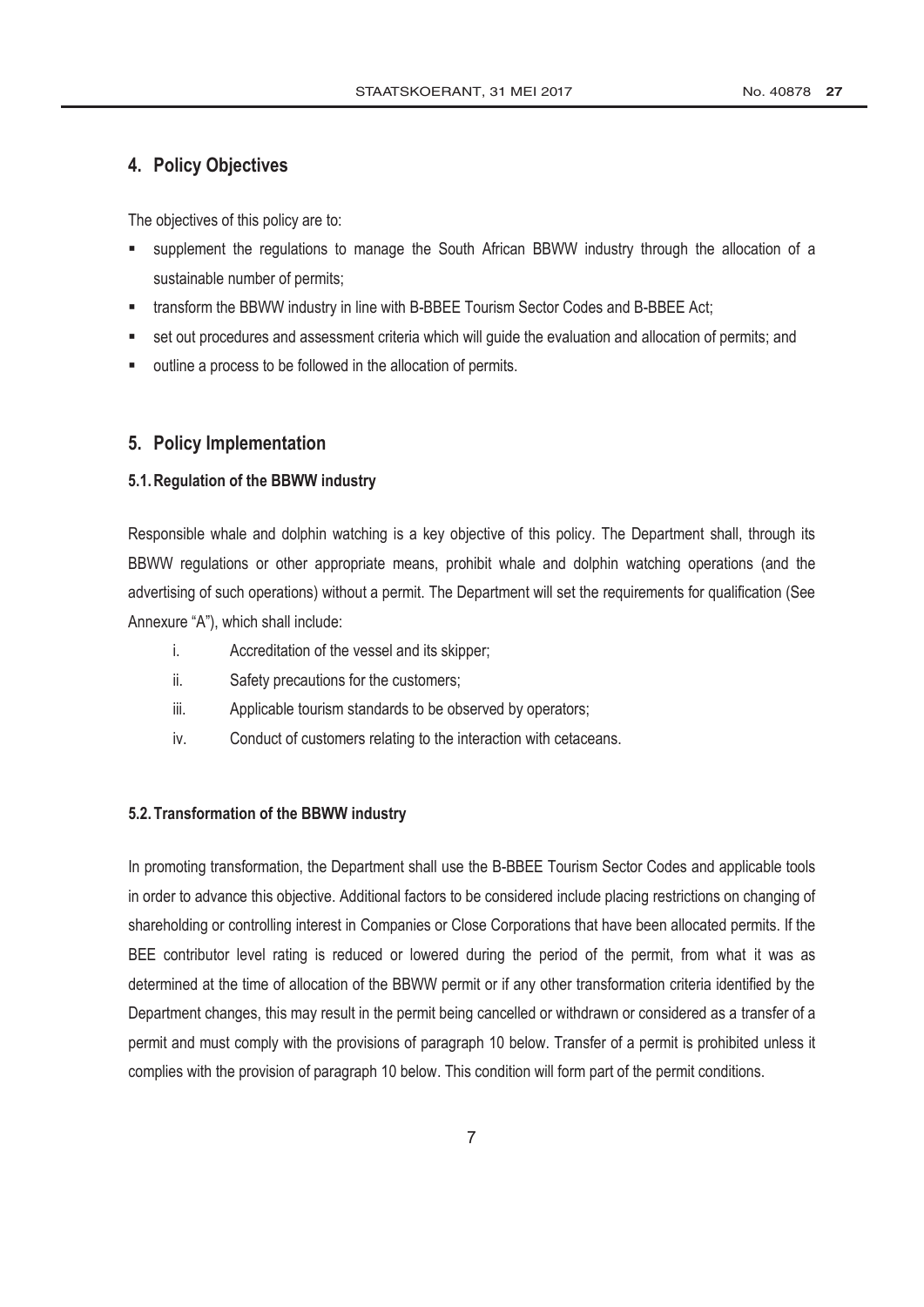## 4. Policy Objectives

The objectives of this policy are to:

- supplement the regulations to manage the South African BBWW industry through the allocation of a sustainable number of permits;
- transform the BBWW industry in line with B-BBEE Tourism Sector Codes and B-BBEE Act;
- set out procedures and assessment criteria which will guide the evaluation and allocation of permits; and
- outline a process to be followed in the allocation of permits.

## 5. Policy Implementation

### 5.1. Regulation of the BBWW industry

Responsible whale and dolphin watching is a key objective of this policy. The Department shall, through its BBWW regulations or other appropriate means, prohibit whale and dolphin watching operations (and the advertising of such operations) without a permit. The Department will set the requirements for qualification (See Annexure "A"), which shall include:

i. Accreditation of the vessel and its skipper;

ii. Safety precautions for the customers;

iii. Applicable tourism standards to be observed by operators;

iv. Conduct of customers relating to the interaction with cetaceans.

### 5.2. Transformation of the BBWW industry

In promoting transformation, the Department shall use the B-BBEE Tourism Sector Codes and applicable tools in order to advance this objective. Additional factors to be considered include placing restrictions on changing of shareholding or controlling interest in Companies or Close Corporations that have been allocated permits. If the BEE contributor level rating is reduced or lowered during the period of the permit, from what it was as determined at the time of allocation of the BBWW permit or if any other transformation criteria identified by the Department changes, this may result in the permit being cancelled or withdrawn or considered as a transfer of a permit and must comply with the provisions of paragraph 10 below. Transfer of a permit is prohibited unless it complies with the provision of paragraph 10 below. This condition will form part of the permit conditions.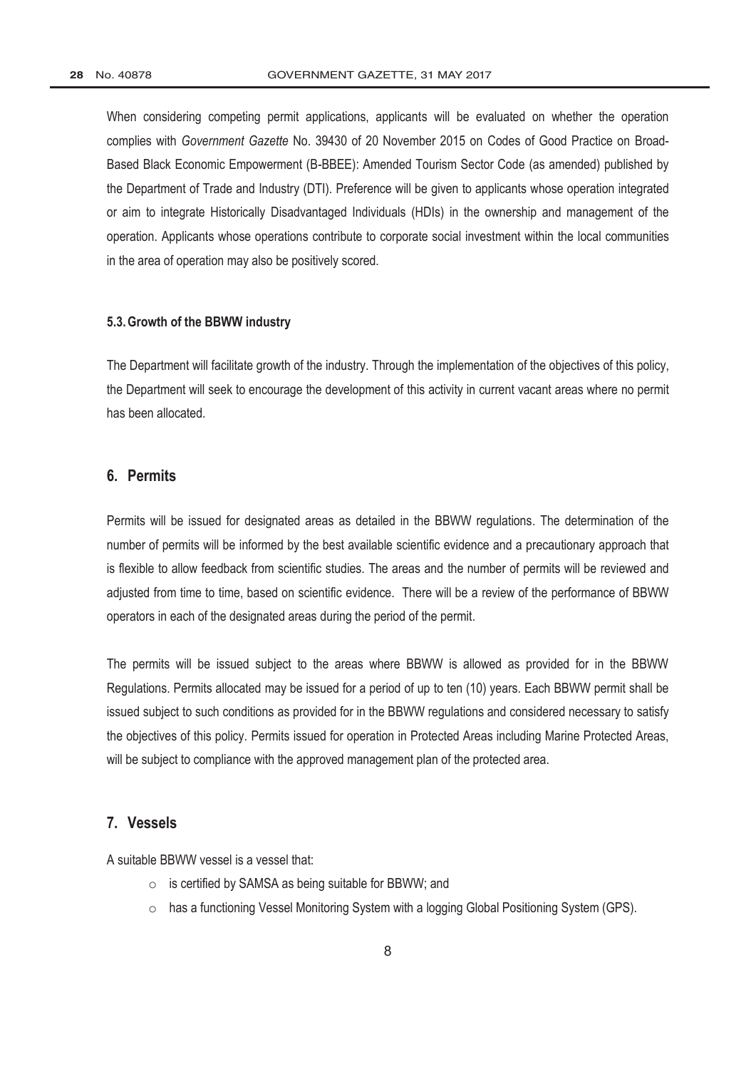When considering competing permit applications, applicants will be evaluated on whether the operation complies with *Government Gazette* No. 39430 of 20 November 2015 on Codes of Good Practice on Broad-Based Black Economic Empowerment (B-BBEE): Amended Tourism Sector Code (as amended) published by the Department of Trade and Industry (DTI). Preference will be given to applicants whose operation integrated or aim to integrate Historically Disadvantaged Individuals (HDIs) in the ownership and management of the operation. Applicants whose operations contribute to corporate social investment within the local communities in the area of operation may also be positively scored.

### 5.3. Growth of the BBWW industry

The Department will facilitate growth of the industry. Through the implementation of the objectives of this policy, the Department will seek to encourage the development of this activity in current vacant areas where no permit has been allocated.

## 6. Permits

Permits will be issued for designated areas as detailed in the BBWW regulations. The determination of the number of permits will be informed by the best available scientific evidence and a precautionary approach that is flexible to allow feedback from scientific studies. The areas and the number of permits will be reviewed and adjusted from time to time, based on scientific evidence. There will be a review of the performance of BBWW operators in each of the designated areas during the period of the permit.

The permits will be issued subject to the areas where BBWW is allowed as provided for in the BBWW Regulations. Permits allocated may be issued for a period of up to ten (10) years. Each BBWW permit shall be issued subject to such conditions as provided for in the BBWW regulations and considered necessary to satisfy the objectives of this policy. Permits issued for operation in Protected Areas including Marine Protected Areas, will be subject to compliance with the approved management plan of the protected area.

## 7. Vessels

A suitable BBWW vessel is a vessel that:

- is certified by SAMSA as being suitable for BBWW; and
- has a functioning Vessel Monitoring System with a logging Global Positioning System (GPS).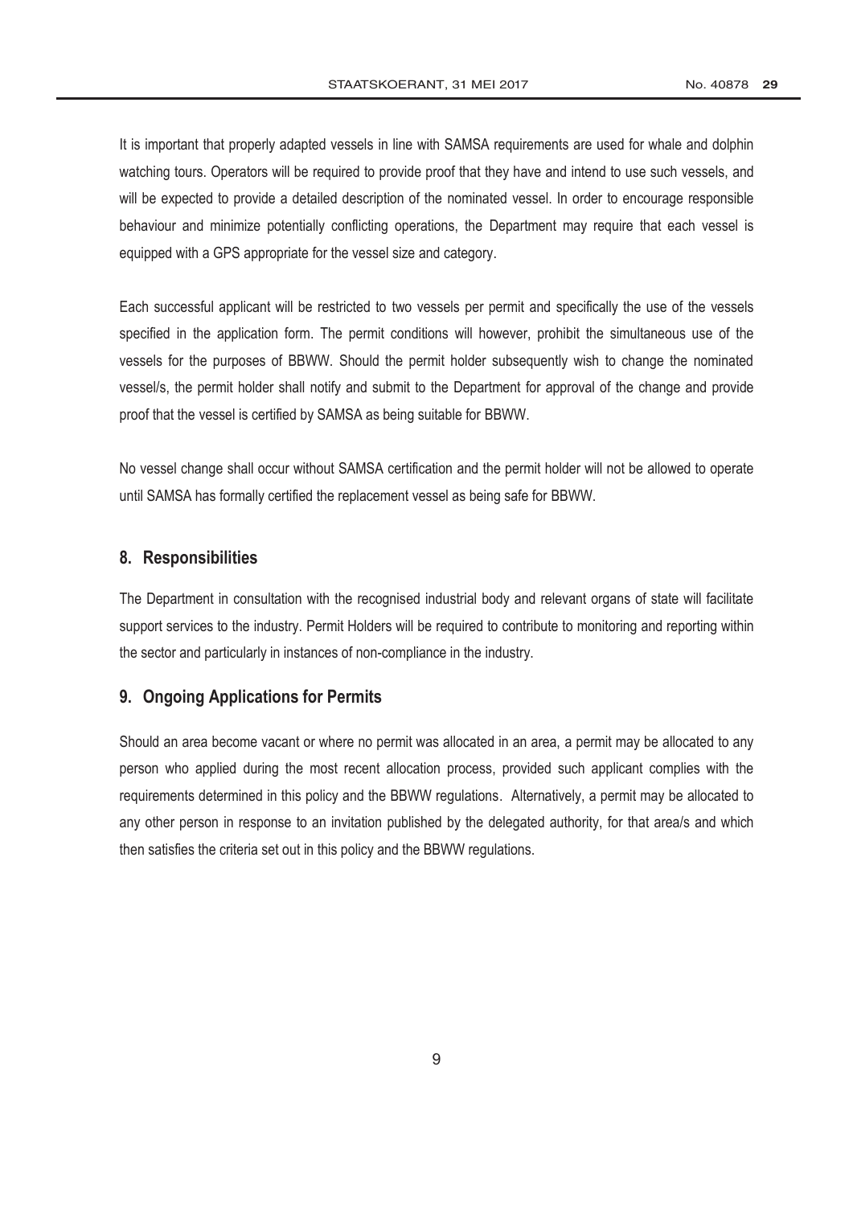It is important that properly adapted vessels in line with SAMSA requirements are used for whale and dolphin watching tours. Operators will be required to provide proof that they have and intend to use such vessels, and will be expected to provide a detailed description of the nominated vessel. In order to encourage responsible behaviour and minimize potentially conflicting operations, the Department may require that each vessel is equipped with a GPS appropriate for the vessel size and category.

Each successful applicant will be restricted to two vessels per permit and specifically the use of the vessels specified in the application form. The permit conditions will however, prohibit the simultaneous use of the vessels for the purposes of BBWW. Should the permit holder subsequently wish to change the nominated vessel/s, the permit holder shall notify and submit to the Department for approval of the change and provide proof that the vessel is certified by SAMSA as being suitable for BBWW.

No vessel change shall occur without SAMSA certification and the permit holder will not be allowed to operate until SAMSA has formally certified the replacement vessel as being safe for BBWW.

## 8. Responsibilities

The Department in consultation with the recognised industrial body and relevant organs of state will facilitate support services to the industry. Permit Holders will be required to contribute to monitoring and reporting within the sector and particularly in instances of non-compliance in the industry.

## 9. Ongoing Applications for Permits

Should an area become vacant or where no permit was allocated in an area, a permit may be allocated to any person who applied during the most recent allocation process, provided such applicant complies with the requirements determined in this policy and the BBWW regulations. Alternatively, a permit may be allocated to any other person in response to an invitation published by the delegated authority, for that area/s and which then satisfies the criteria set out in this policy and the BBWW regulations.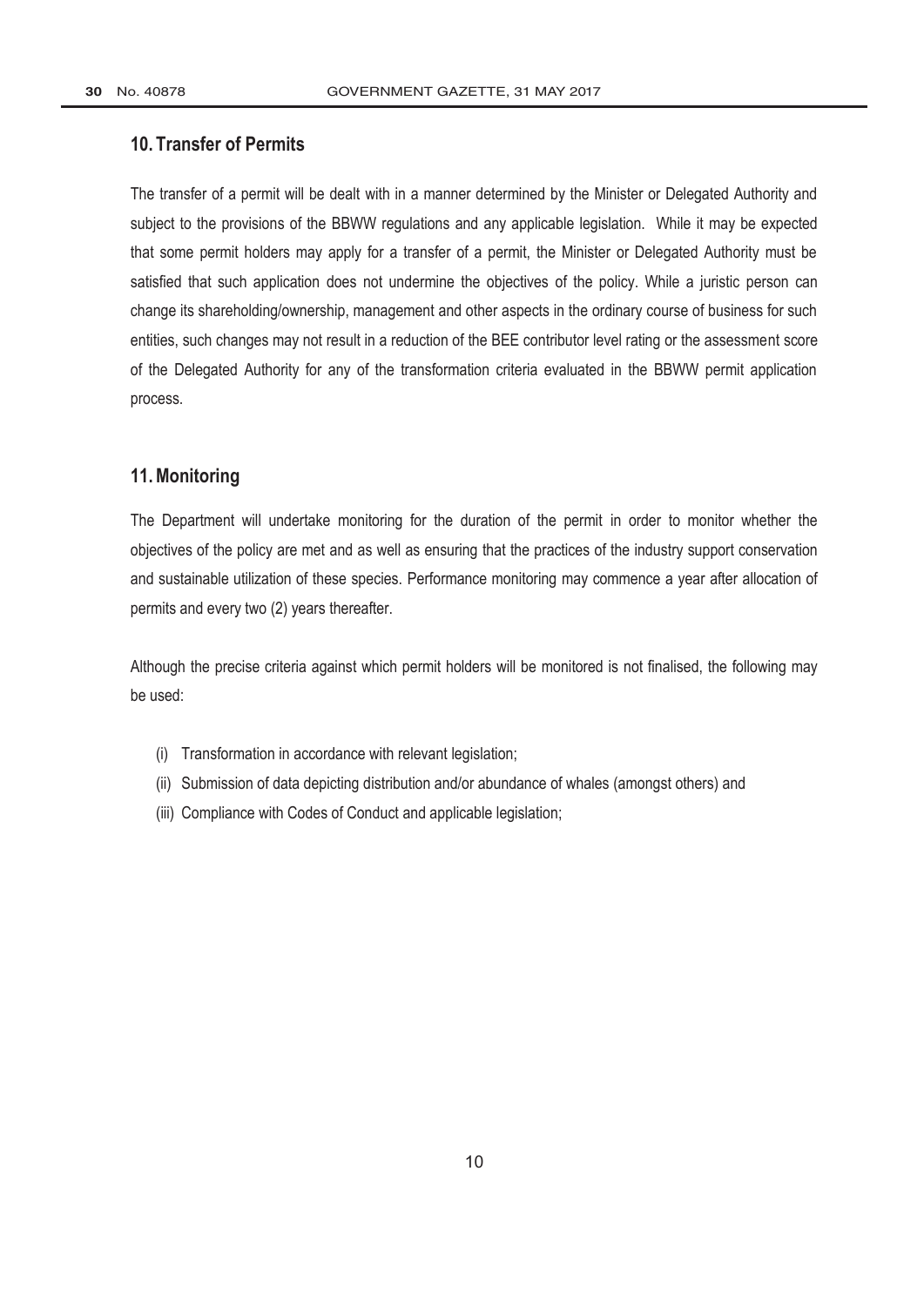## 10. Transfer of Permits

The transfer of a permit will be dealt with in a manner determined by the Minister or Delegated Authority and subject to the provisions of the BBWW regulations and any applicable legislation. While it may be expected that some permit holders may apply for a transfer of a permit, the Minister or Delegated Authority must be satisfied that such application does not undermine the objectives of the policy. While a juristic person can change its shareholding/ownership, management and other aspects in the ordinary course of business for such entities, such changes may not result in a reduction of the BEE contributor level rating or the assessment score of the Delegated Authority for any of the transformation criteria evaluated in the BBWW permit application process.

## 11. Monitoring

The Department will undertake monitoring for the duration of the permit in order to monitor whether the objectives of the policy are met and as well as ensuring that the practices of the industry support conservation and sustainable utilization of these species. Performance monitoring may commence a year after allocation of permits and every two (2) years thereafter.

Although the precise criteria against which permit holders will be monitored is not finalised, the following may be used:

(i) Transformation in accordance with relevant legislation;

(ii) Submission of data depicting distribution and/or abundance of whales (amongst others) and

(iii) Compliance with Codes of Conduct and applicable legislation;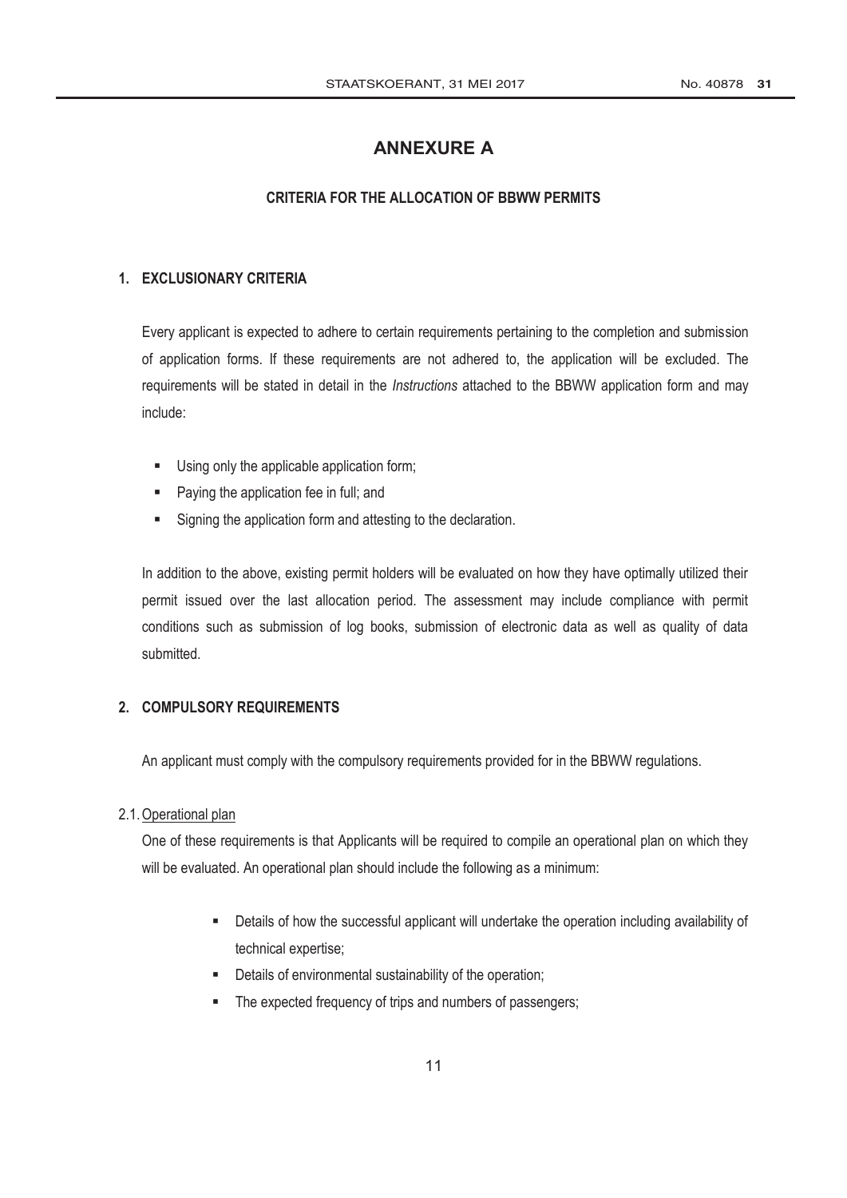# ANNEXURE A

## CRITERIA FOR THE ALLOCATION OF BBWW PERMITS

### 1. EXCLUSIONARY CRITERIA

Every applicant is expected to adhere to certain requirements pertaining to the completion and submission of application forms. If these requirements are not adhered to, the application will be excluded. The requirements will be stated in detail in the *Instructions* attached to the BBWW application form and may include:

- Using only the applicable application form;
- Paying the application fee in full; and
- Signing the application form and attesting to the declaration.

In addition to the above, existing permit holders will be evaluated on how they have optimally utilized their permit issued over the last allocation period. The assessment may include compliance with permit conditions such as submission of log books, submission of electronic data as well as quality of data submitted.

### 2. COMPULSORY REQUIREMENTS

An applicant must comply with the compulsory requirements provided for in the BBWW regulations.

2.1. Operational plan

One of these requirements is that Applicants will be required to compile an operational plan on which they will be evaluated. An operational plan should include the following as a minimum:

- Details of how the successful applicant will undertake the operation including availability of technical expertise;
- Details of environmental sustainability of the operation;
- The expected frequency of trips and numbers of passengers;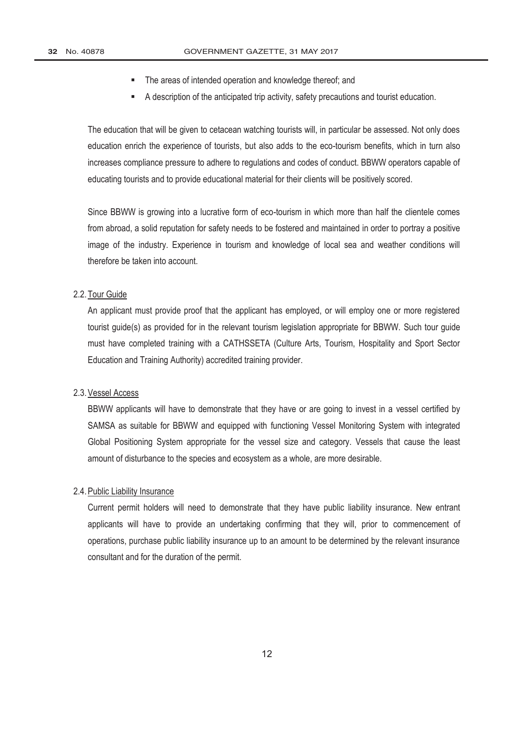- The areas of intended operation and knowledge thereof; and
- A description of the anticipated trip activity, safety precautions and tourist education.

The education that will be given to cetacean watching tourists will, in particular be assessed. Not only does education enrich the experience of tourists, but also adds to the eco-tourism benefits, which in turn also increases compliance pressure to adhere to regulations and codes of conduct. BBWW operators capable of educating tourists and to provide educational material for their clients will be positively scored.

Since BBWW is growing into a lucrative form of eco-tourism in which more than half the clientele comes from abroad, a solid reputation for safety needs to be fostered and maintained in order to portray a positive image of the industry. Experience in tourism and knowledge of local sea and weather conditions will therefore be taken into account.

2.2. Tour Guide

An applicant must provide proof that the applicant has employed, or will employ one or more registered tourist guide(s) as provided for in the relevant tourism legislation appropriate for BBWW. Such tour guide must have completed training with a CATHSSETA (Culture Arts, Tourism, Hospitality and Sport Sector Education and Training Authority) accredited training provider.

2.3. Vessel Access

BBWW applicants will have to demonstrate that they have or are going to invest in a vessel certified by SAMSA as suitable for BBWW and equipped with functioning Vessel Monitoring System with integrated Global Positioning System appropriate for the vessel size and category. Vessels that cause the least amount of disturbance to the species and ecosystem as a whole, are more desirable.

2.4. Public Liability Insurance

Current permit holders will need to demonstrate that they have public liability insurance. New entrant applicants will have to provide an undertaking confirming that they will, prior to commencement of operations, purchase public liability insurance up to an amount to be determined by the relevant insurance consultant and for the duration of the permit.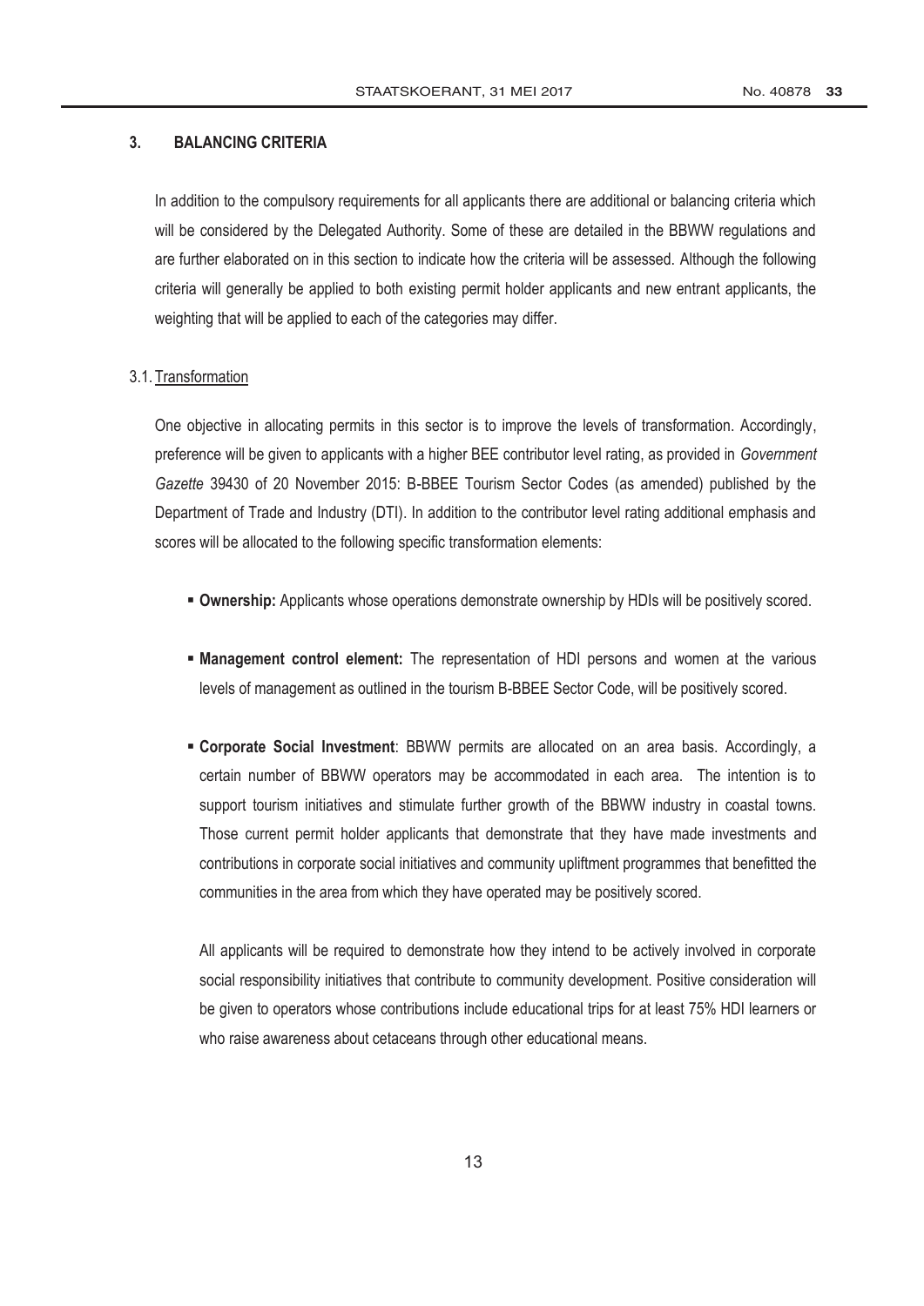## 3. BALANCING CRITERIA

In addition to the compulsory requirements for all applicants there are additional or balancing criteria which will be considered by the Delegated Authority. Some of these are detailed in the BBWW regulations and are further elaborated on in this section to indicate how the criteria will be assessed. Although the following criteria will generally be applied to both existing permit holder applicants and new entrant applicants, the weighting that will be applied to each of the categories may differ.

### 3.1. Transformation

One objective in allocating permits in this sector is to improve the levels of transformation. Accordingly, preference will be given to applicants with a higher BEE contributor level rating, as provided in *Government Gazette* 39430 of 20 November 2015: B-BBEE Tourism Sector Codes (as amended) published by the Department of Trade and Industry (DTI). In addition to the contributor level rating additional emphasis and scores will be allocated to the following specific transformation elements:

- **Ownership:** Applicants whose operations demonstrate ownership by HDIs will be positively scored.
- **Management control element:** The representation of HDI persons and women at the various levels of management as outlined in the tourism B-BBEE Sector Code, will be positively scored.
- **Corporate Social Investment**: BBWW permits are allocated on an area basis. Accordingly, a certain number of BBWW operators may be accommodated in each area. The intention is to support tourism initiatives and stimulate further growth of the BBWW industry in coastal towns. Those current permit holder applicants that demonstrate that they have made investments and contributions in corporate social initiatives and community upliftment programmes that benefitted the communities in the area from which they have operated may be positively scored.

  All applicants will be required to demonstrate how they intend to be actively involved in corporate social responsibility initiatives that contribute to community development. Positive consideration will be given to operators whose contributions include educational trips for at least 75% HDI learners or who raise awareness about cetaceans through other educational means.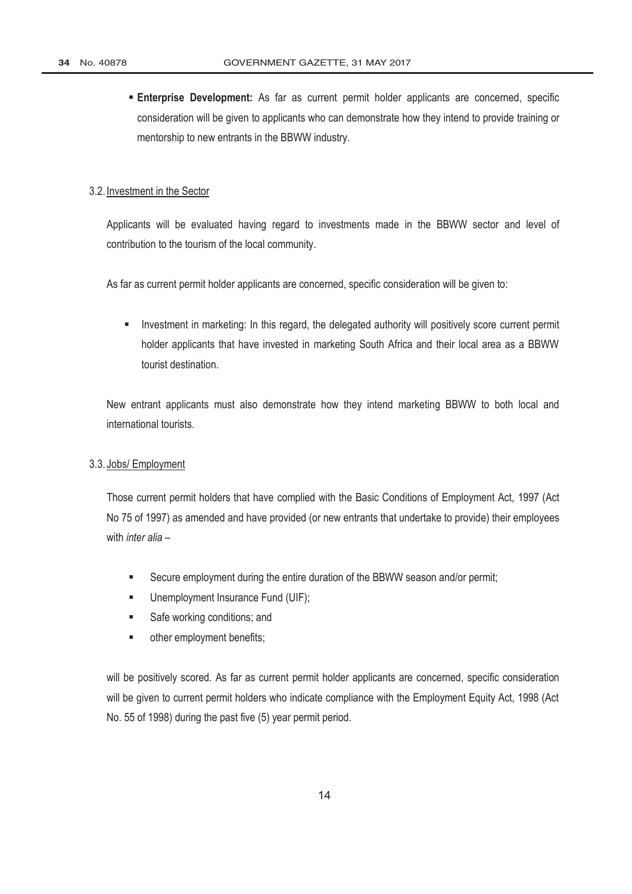- **Enterprise Development:** As far as current permit holder applicants are concerned, specific consideration will be given to applicants who can demonstrate how they intend to provide training or mentorship to new entrants in the BBWW industry.

3.2. Investment in the Sector

Applicants will be evaluated having regard to investments made in the BBWW sector and level of contribution to the tourism of the local community.

As far as current permit holder applicants are concerned, specific consideration will be given to:

- Investment in marketing: In this regard, the delegated authority will positively score current permit holder applicants that have invested in marketing South Africa and their local area as a BBWW tourist destination.

New entrant applicants must also demonstrate how they intend marketing BBWW to both local and international tourists.

3.3. Jobs/ Employment

Those current permit holders that have complied with the Basic Conditions of Employment Act, 1997 (Act No 75 of 1997) as amended and have provided (or new entrants that undertake to provide) their employees with *inter alia* –

- Secure employment during the entire duration of the BBWW season and/or permit;
- Unemployment Insurance Fund (UIF);
- Safe working conditions; and
- other employment benefits;

will be positively scored. As far as current permit holder applicants are concerned, specific consideration will be given to current permit holders who indicate compliance with the Employment Equity Act, 1998 (Act No. 55 of 1998) during the past five (5) year permit period.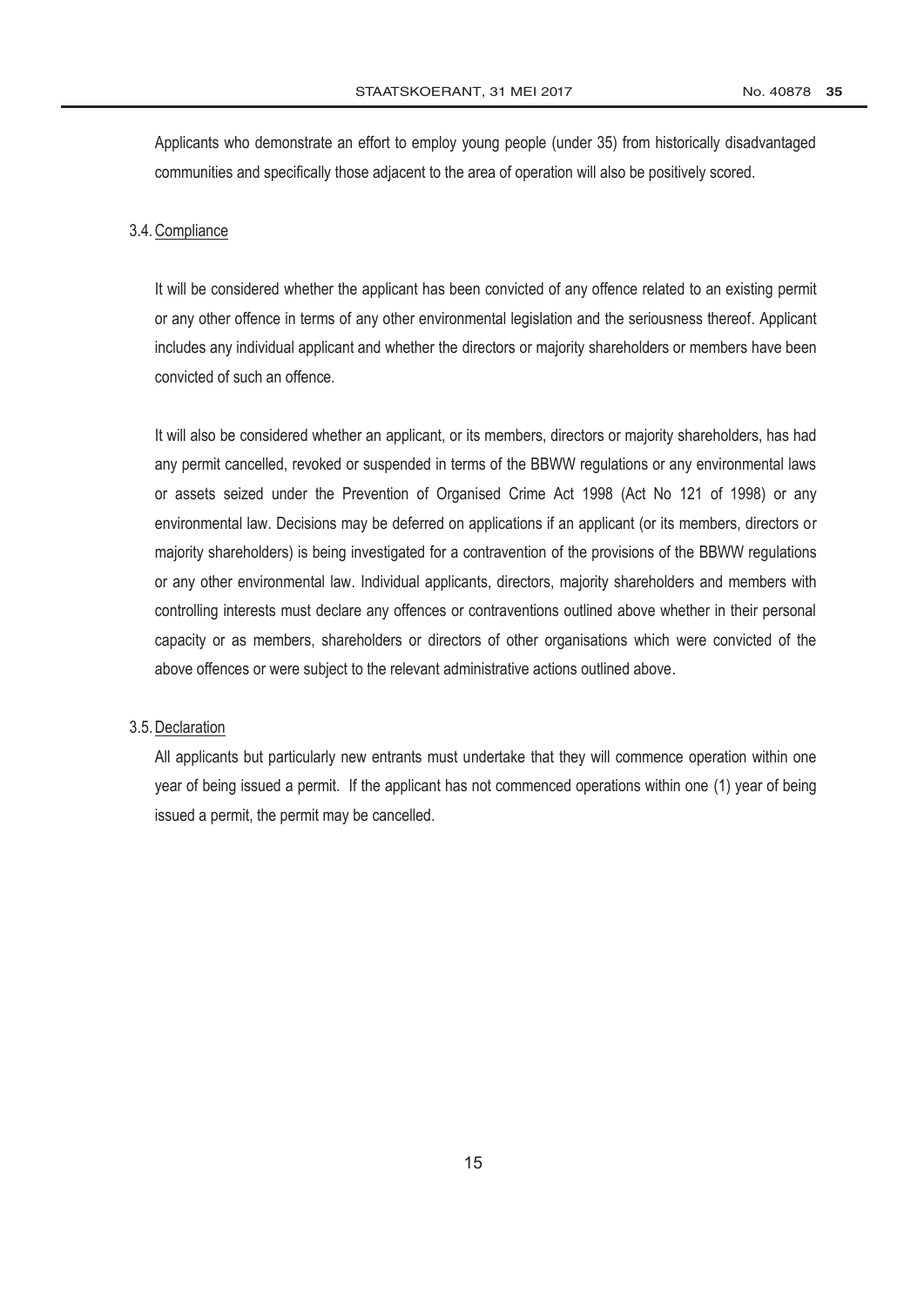Applicants who demonstrate an effort to employ young people (under 35) from historically disadvantaged communities and specifically those adjacent to the area of operation will also be positively scored.

### 3.4. Compliance

It will be considered whether the applicant has been convicted of any offence related to an existing permit or any other offence in terms of any other environmental legislation and the seriousness thereof. Applicant includes any individual applicant and whether the directors or majority shareholders or members have been convicted of such an offence.

It will also be considered whether an applicant, or its members, directors or majority shareholders, has had any permit cancelled, revoked or suspended in terms of the BBWW regulations or any environmental laws or assets seized under the Prevention of Organised Crime Act 1998 (Act No 121 of 1998) or any environmental law. Decisions may be deferred on applications if an applicant (or its members, directors or majority shareholders) is being investigated for a contravention of the provisions of the BBWW regulations or any other environmental law. Individual applicants, directors, majority shareholders and members with controlling interests must declare any offences or contraventions outlined above whether in their personal capacity or as members, shareholders or directors of other organisations which were convicted of the above offences or were subject to the relevant administrative actions outlined above.

### 3.5. Declaration

All applicants but particularly new entrants must undertake that they will commence operation within one year of being issued a permit. If the applicant has not commenced operations within one (1) year of being issued a permit, the permit may be cancelled.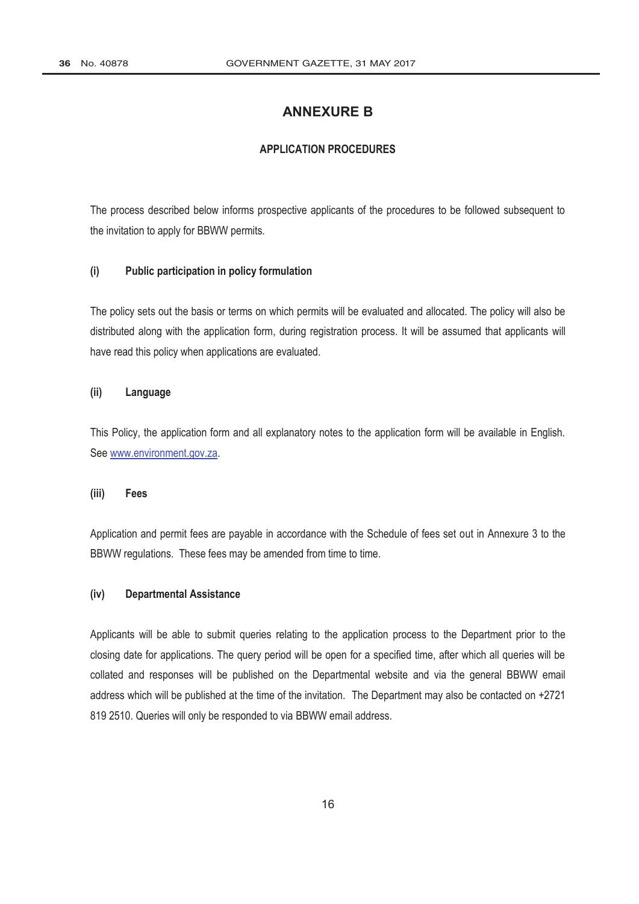# ANNEXURE B

## APPLICATION PROCEDURES

The process described below informs prospective applicants of the procedures to be followed subsequent to the invitation to apply for BBWW permits.

### (i) Public participation in policy formulation

The policy sets out the basis or terms on which permits will be evaluated and allocated. The policy will also be distributed along with the application form, during registration process. It will be assumed that applicants will have read this policy when applications are evaluated.

### (ii) Language

This Policy, the application form and all explanatory notes to the application form will be available in English. See www.environment.gov.za.

### (iii) Fees

Application and permit fees are payable in accordance with the Schedule of fees set out in Annexure 3 to the BBWW regulations. These fees may be amended from time to time.

### (iv) Departmental Assistance

Applicants will be able to submit queries relating to the application process to the Department prior to the closing date for applications. The query period will be open for a specified time, after which all queries will be collated and responses will be published on the Departmental website and via the general BBWW email address which will be published at the time of the invitation. The Department may also be contacted on +2721 819 2510. Queries will only be responded to via BBWW email address.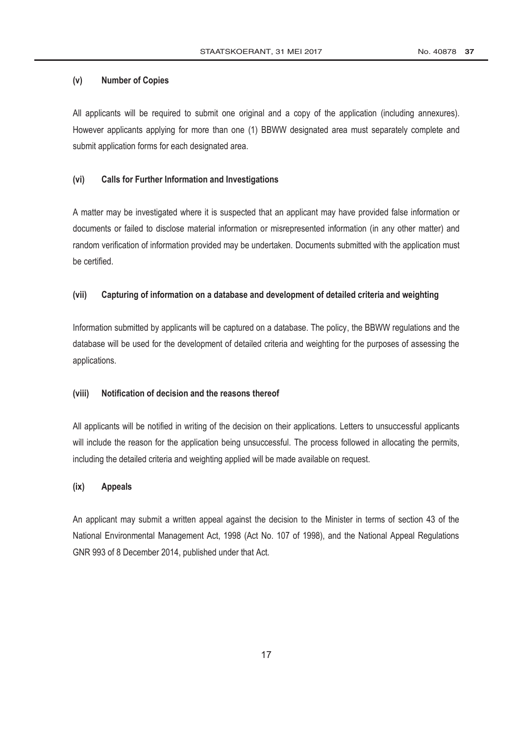#### (v) Number of Copies

All applicants will be required to submit one original and a copy of the application (including annexures). However applicants applying for more than one (1) BBWW designated area must separately complete and submit application forms for each designated area.

#### (vi) Calls for Further Information and Investigations

A matter may be investigated where it is suspected that an applicant may have provided false information or documents or failed to disclose material information or misrepresented information (in any other matter) and random verification of information provided may be undertaken. Documents submitted with the application must be certified.

#### (vii) Capturing of information on a database and development of detailed criteria and weighting

Information submitted by applicants will be captured on a database. The policy, the BBWW regulations and the database will be used for the development of detailed criteria and weighting for the purposes of assessing the applications.

#### (viii) Notification of decision and the reasons thereof

All applicants will be notified in writing of the decision on their applications. Letters to unsuccessful applicants will include the reason for the application being unsuccessful. The process followed in allocating the permits, including the detailed criteria and weighting applied will be made available on request.

#### (ix) Appeals

An applicant may submit a written appeal against the decision to the Minister in terms of section 43 of the National Environmental Management Act, 1998 (Act No. 107 of 1998), and the National Appeal Regulations GNR 993 of 8 December 2014, published under that Act.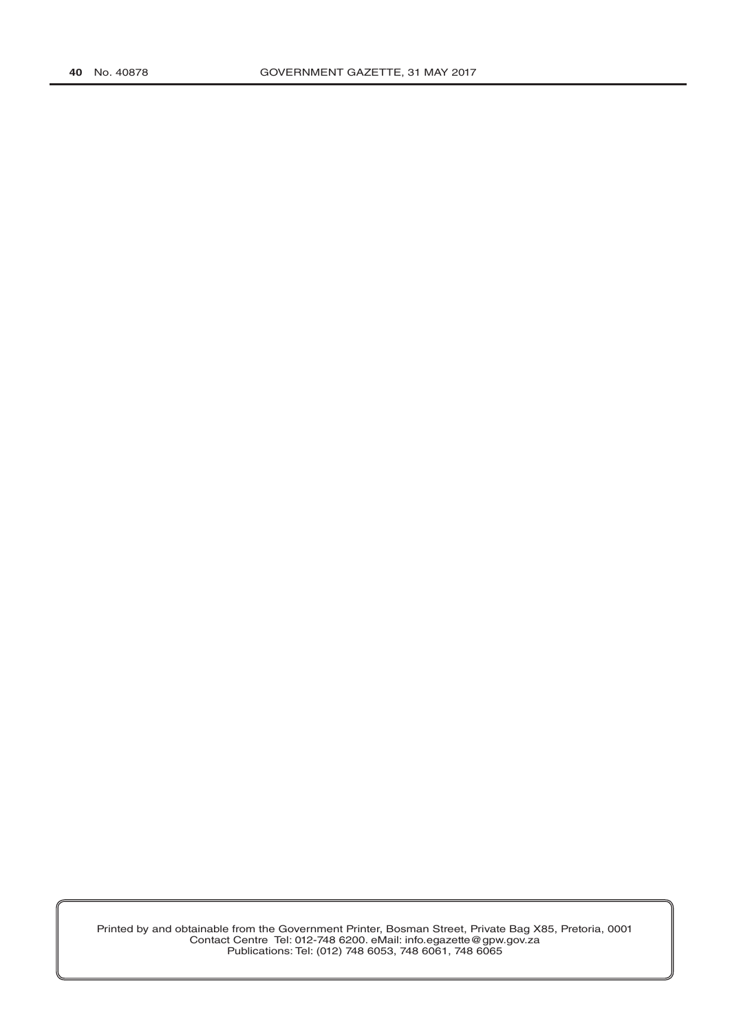Printed by and obtainable from the Government Printer, Bosman Street, Private Bag X85, Pretoria, 0001
Contact Centre Tel: 012-748 6200. eMail: info.egazette@gpw.gov.za
Publications: Tel: (012) 748 6053, 748 6061, 748 6065